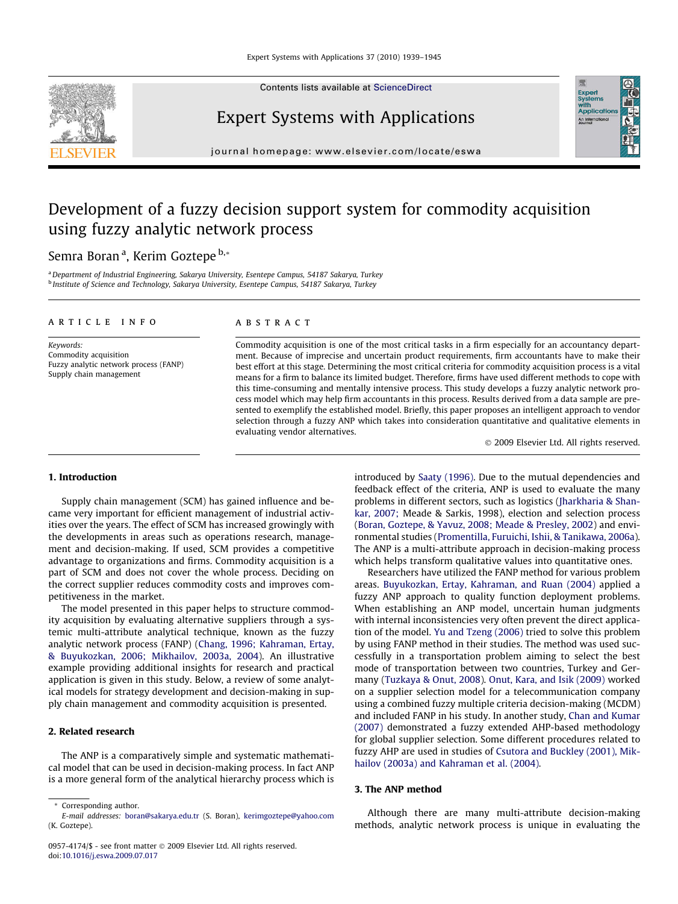# Development of a fuzzy decision support system for commodity acquisition using fuzzy analytic network process

Semra Boran [a], Kerim Goztepe [b,*]

[a] Department of Industrial Engineering, Sakarya University, Esentepe Campus, 54187 Sakarya, Turkey
[b] Institute of Science and Technology, Sakarya University, Esentepe Campus, 54187 Sakarya, Turkey

## ARTICLE INFO

*Keywords:*
Commodity acquisition
Fuzzy analytic network process (FANP)
Supply chain management

## ABSTRACT

Commodity acquisition is one of the most critical tasks in a firm especially for an accountancy department. Because of imprecise and uncertain product requirements, firm accountants have to make their best effort at this stage. Determining the most critical criteria for commodity acquisition process is a vital means for a firm to balance its limited budget. Therefore, firms have used different methods to cope with this time-consuming and mentally intensive process. This study develops a fuzzy analytic network process model which may help firm accountants in this process. Results derived from a data sample are presented to exemplify the established model. Briefly, this paper proposes an intelligent approach to vendor selection through a fuzzy ANP which takes into consideration quantitative and qualitative elements in evaluating vendor alternatives.

© 2009 Elsevier Ltd. All rights reserved.

## 1. Introduction

Supply chain management (SCM) has gained influence and became very important for efficient management of industrial activities over the years. The effect of SCM has increased growingly with the developments in areas such as operations research, management and decision-making. If used, SCM provides a competitive advantage to organizations and firms. Commodity acquisition is a part of SCM and does not cover the whole process. Deciding on the correct supplier reduces commodity costs and improves competitiveness in the market.

The model presented in this paper helps to structure commodity acquisition by evaluating alternative suppliers through a systemic multi-attribute analytical technique, known as the fuzzy analytic network process (FANP) (Chang, 1996; Kahraman, Ertay, & Buyukozkan, 2006; Mikhailov, 2003a, 2004). An illustrative example providing additional insights for research and practical application is given in this study. Below, a review of some analytical models for strategy development and decision-making in supply chain management and commodity acquisition is presented.

## 2. Related research

The ANP is a comparatively simple and systematic mathematical model that can be used in decision-making process. In fact ANP is a more general form of the analytical hierarchy process which is introduced by Saaty (1996). Due to the mutual dependencies and feedback effect of the criteria, ANP is used to evaluate the many problems in different sectors, such as logistics (Jharkharia & Shankar, 2007; Meade & Sarkis, 1998), election and selection process (Boran, Goztepe, & Yavuz, 2008; Meade & Presley, 2002) and environmental studies (Promentilla, Furuichi, Ishii, & Tanikawa, 2006a). The ANP is a multi-attribute approach in decision-making process which helps transform qualitative values into quantitative ones.

Researchers have utilized the FANP method for various problem areas. Buyukozkan, Ertay, Kahraman, and Ruan (2004) applied a fuzzy ANP approach to quality function deployment problems. When establishing an ANP model, uncertain human judgments with internal inconsistencies very often prevent the direct application of the model. Yu and Tzeng (2006) tried to solve this problem by using FANP method in their studies. The method was used successfully in a transportation problem aiming to select the best mode of transportation between two countries, Turkey and Germany (Tuzkaya & Onut, 2008). Onut, Kara, and Isik (2009) worked on a supplier selection model for a telecommunication company using a combined fuzzy multiple criteria decision-making (MCDM) and included FANP in his study. In another study, Chan and Kumar (2007) demonstrated a fuzzy extended AHP-based methodology for global supplier selection. Some different procedures related to fuzzy AHP are used in studies of Csutora and Buckley (2001), Mikhailov (2003a) and Kahraman et al. (2004).

## 3. The ANP method

Although there are many multi-attribute decision-making methods, analytic network process is unique in evaluating the

---

\* Corresponding author.
E-mail addresses: boran@sakarya.edu.tr (S. Boran), kerimgoztepe@yahoo.com (K. Goztepe).

0957-4174/$ - see front matter © 2009 Elsevier Ltd. All rights reserved.
doi:10.1016/j.eswa.2009.07.017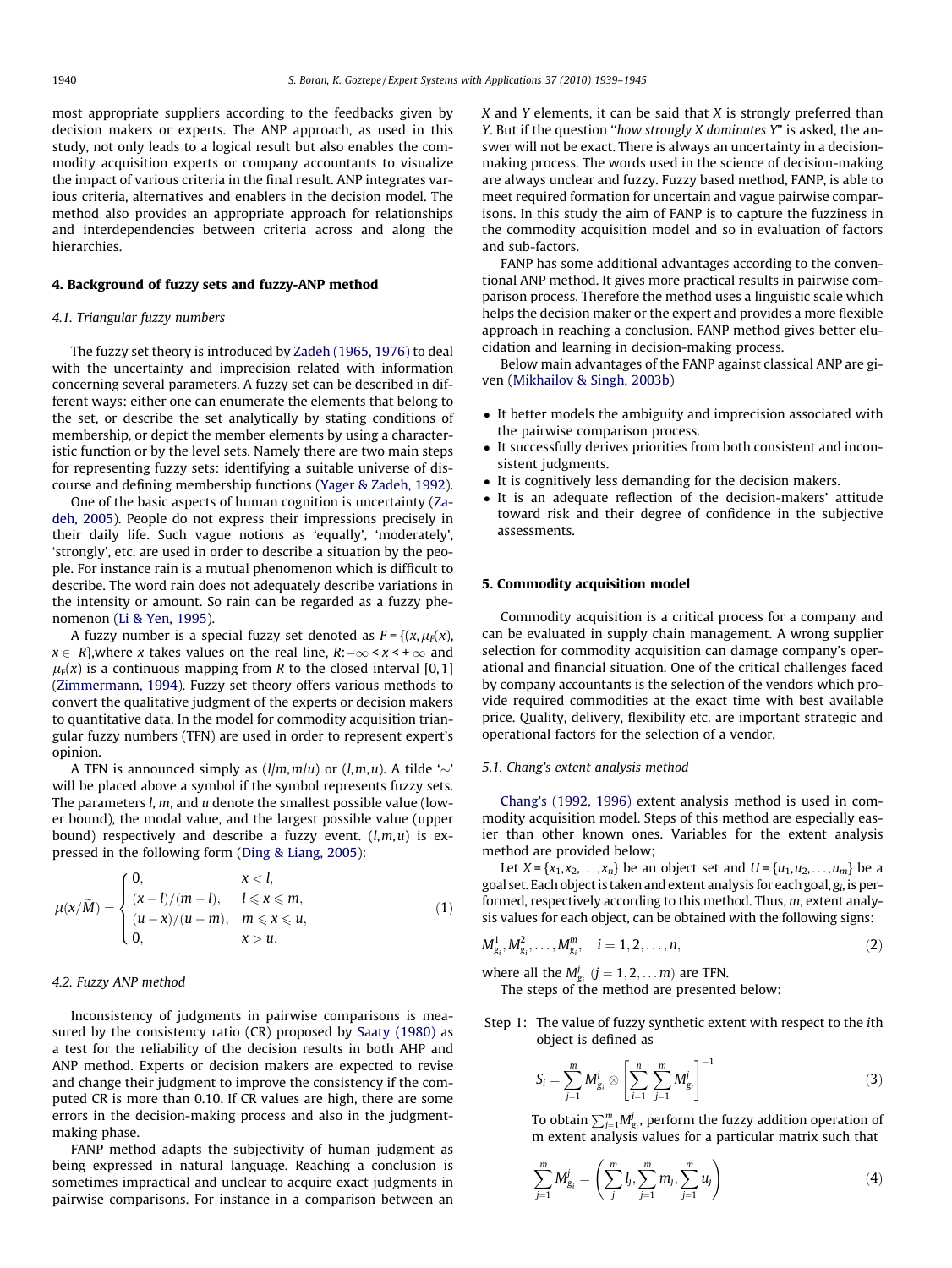most appropriate suppliers according to the feedbacks given by decision makers or experts. The ANP approach, as used in this study, not only leads to a logical result but also enables the commodity acquisition experts or company accountants to visualize the impact of various criteria in the final result. ANP integrates various criteria, alternatives and enablers in the decision model. The method also provides an appropriate approach for relationships and interdependencies between criteria across and along the hierarchies.

## 4. Background of fuzzy sets and fuzzy-ANP method

### 4.1. Triangular fuzzy numbers

The fuzzy set theory is introduced by Zadeh (1965, 1976) to deal with the uncertainty and imprecision related with information concerning several parameters. A fuzzy set can be described in different ways: either one can enumerate the elements that belong to the set, or describe the set analytically by stating conditions of membership, or depict the member elements by using a characteristic function or by the level sets. Namely there are two main steps for representing fuzzy sets: identifying a suitable universe of discourse and defining membership functions (Yager & Zadeh, 1992).

One of the basic aspects of human cognition is uncertainty (Zadeh, 2005). People do not express their impressions precisely in their daily life. Such vague notions as 'equally', 'moderately', 'strongly', etc. are used in order to describe a situation by the people. For instance rain is a mutual phenomenon which is difficult to describe. The word rain does not adequately describe variations in the intensity or amount. So rain can be regarded as a fuzzy phenomenon (Li & Yen, 1995).

A fuzzy number is a special fuzzy set denoted as $F = \{(x, \mu_F(x), x \in R\}$, where $x$ takes values on the real line, $R: -\infty < x < +\infty$ and $\mu_F(x)$ is a continuous mapping from $R$ to the closed interval $[0,1]$ (Zimmermann, 1994). Fuzzy set theory offers various methods to convert the qualitative judgment of the experts or decision makers to quantitative data. In the model for commodity acquisition triangular fuzzy numbers (TFN) are used in order to represent expert's opinion.

A TFN is announced simply as $(l/m, m/u)$ or $(l, m, u)$. A tilde '$\sim$' will be placed above a symbol if the symbol represents fuzzy sets. The parameters $l$, $m$, and $u$ denote the smallest possible value (lower bound), the modal value, and the largest possible value (upper bound) respectively and describe a fuzzy event. $(l, m, u)$ is expressed in the following form (Ding & Liang, 2005):

$$\mu(x/\widetilde{M}) = \begin{cases} 0, & x < l, \\ (x-l)/(m-l), & l \leqslant x \leqslant m, \\ (u-x)/(u-m), & m \leqslant x \leqslant u, \\ 0, & x > u. \end{cases} \tag{1}$$

### 4.2. Fuzzy ANP method

Inconsistency of judgments in pairwise comparisons is measured by the consistency ratio (CR) proposed by Saaty (1980) as a test for the reliability of the decision results in both AHP and ANP method. Experts or decision makers are expected to revise and change their judgment to improve the consistency if the computed CR is more than 0.10. If CR values are high, there are some errors in the decision-making process and also in the judgment-making phase.

FANP method adapts the subjectivity of human judgment as being expressed in natural language. Reaching a conclusion is sometimes impractical and unclear to acquire exact judgments in pairwise comparisons. For instance in a comparison between an $X$ and $Y$ elements, it can be said that $X$ is strongly preferred than $Y$. But if the question "*how strongly X dominates Y*" is asked, the answer will not be exact. There is always an uncertainty in a decision-making process. The words used in the science of decision-making are always unclear and fuzzy. Fuzzy based method, FANP, is able to meet required formation for uncertain and vague pairwise comparisons. In this study the aim of FANP is to capture the fuzziness in the commodity acquisition model and so in evaluation of factors and sub-factors.

FANP has some additional advantages according to the conventional ANP method. It gives more practical results in pairwise comparison process. Therefore the method uses a linguistic scale which helps the decision maker or the expert and provides a more flexible approach in reaching a conclusion. FANP method gives better elucidation and learning in decision-making process.

Below main advantages of the FANP against classical ANP are given (Mikhailov & Singh, 2003b)

- It better models the ambiguity and imprecision associated with the pairwise comparison process.
- It successfully derives priorities from both consistent and inconsistent judgments.
- It is cognitively less demanding for the decision makers.
- It is an adequate reflection of the decision-makers' attitude toward risk and their degree of confidence in the subjective assessments.

## 5. Commodity acquisition model

Commodity acquisition is a critical process for a company and can be evaluated in supply chain management. A wrong supplier selection for commodity acquisition can damage company's operational and financial situation. One of the critical challenges faced by company accountants is the selection of the vendors which provide required commodities at the exact time with best available price. Quality, delivery, flexibility etc. are important strategic and operational factors for the selection of a vendor.

### 5.1. Chang's extent analysis method

Chang's (1992, 1996) extent analysis method is used in commodity acquisition model. Steps of this method are especially easier than other known ones. Variables for the extent analysis method are provided below;

Let $X = \{x_1, x_2, \ldots, x_n\}$ be an object set and $U = \{u_1, u_2, \ldots, u_m\}$ be a goal set. Each object is taken and extent analysis for each goal, $g_i$, is performed, respectively according to this method. Thus, $m$, extent analysis values for each object, can be obtained with the following signs:

$$M^1_{g_i}, M^2_{g_i}, \ldots, M^m_{g_i}, \quad i = 1, 2, \ldots, n, \tag{2}$$

where all the $M^j_{g_i}$ $(j = 1, 2, \ldots m)$ are TFN.

The steps of the method are presented below:

Step 1: The value of fuzzy synthetic extent with respect to the $i$th object is defined as

$$S_i = \sum_{j=1}^{m} M^j_{g_i} \otimes \left[ \sum_{i=1}^{n} \sum_{j=1}^{m} M^j_{g_i} \right]^{-1} \tag{3}$$

To obtain $\sum_{j=1}^{m} M^j_{g_i}$, perform the fuzzy addition operation of m extent analysis values for a particular matrix such that

$$\sum_{j=1}^{m} M^j_{g_i} = \left( \sum_{j}^{m} l_j, \sum_{j=1}^{m} m_j, \sum_{j=1}^{m} u_j \right) \tag{4}$$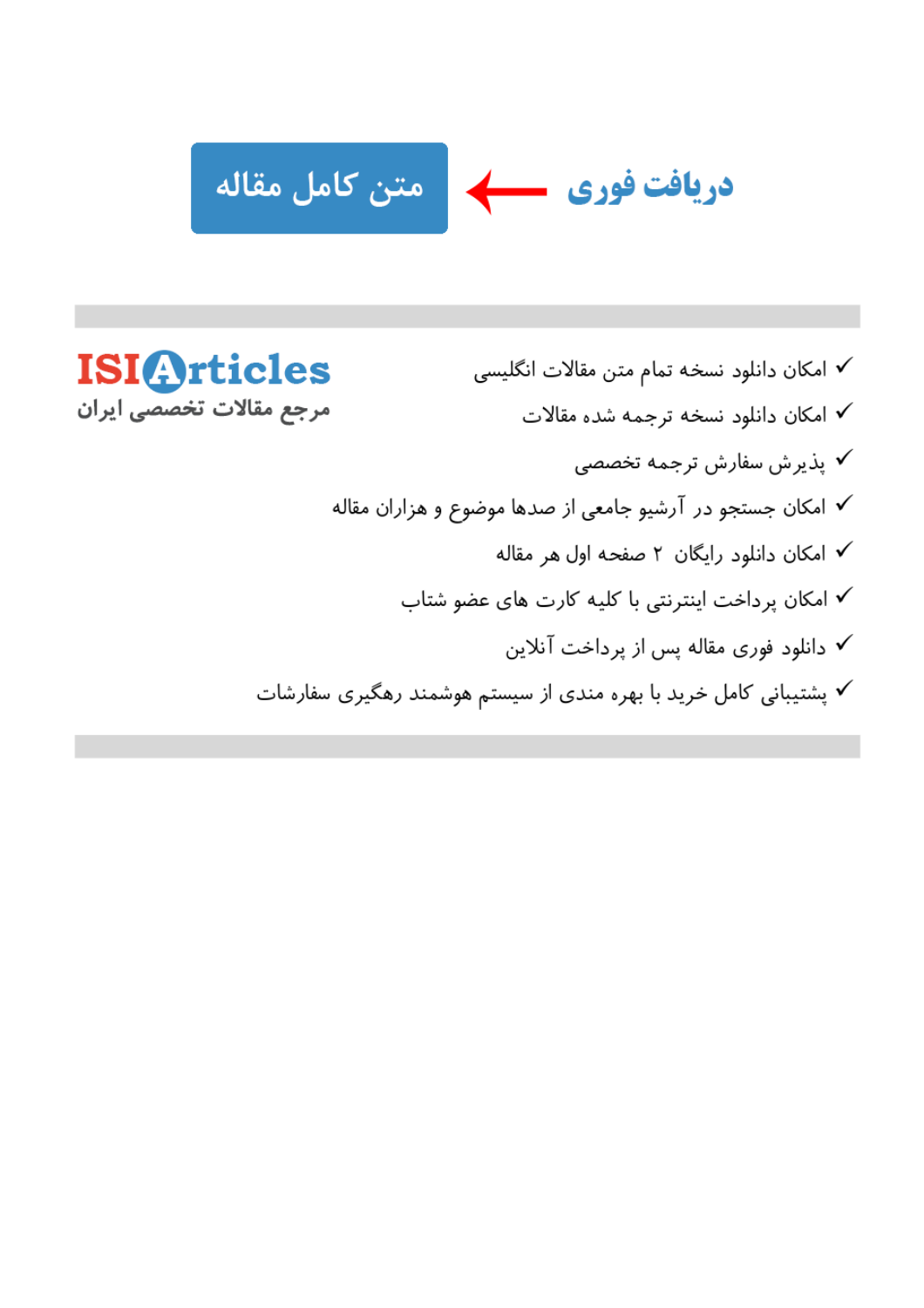دریافت فوری ← **متن کامل مقاله**

**ISIArticles**
مرجع مقالات تخصصی ایران

- ✓ امکان دانلود نسخه تمام متن مقالات انگلیسی
- ✓ امکان دانلود نسخه ترجمه شده مقالات
- ✓ پذیرش سفارش ترجمه تخصصی
- ✓ امکان جستجو در آرشیو جامعی از صدها موضوع و هزاران مقاله
- ✓ امکان دانلود رایگان ۲ صفحه اول هر مقاله
- ✓ امکان پرداخت اینترنتی با کلیه کارت های عضو شتاب
- ✓ دانلود فوری مقاله پس از پرداخت آنلاین
- ✓ پشتیبانی کامل خرید با بهره مندی از سیستم هوشمند رهگیری سفارشات